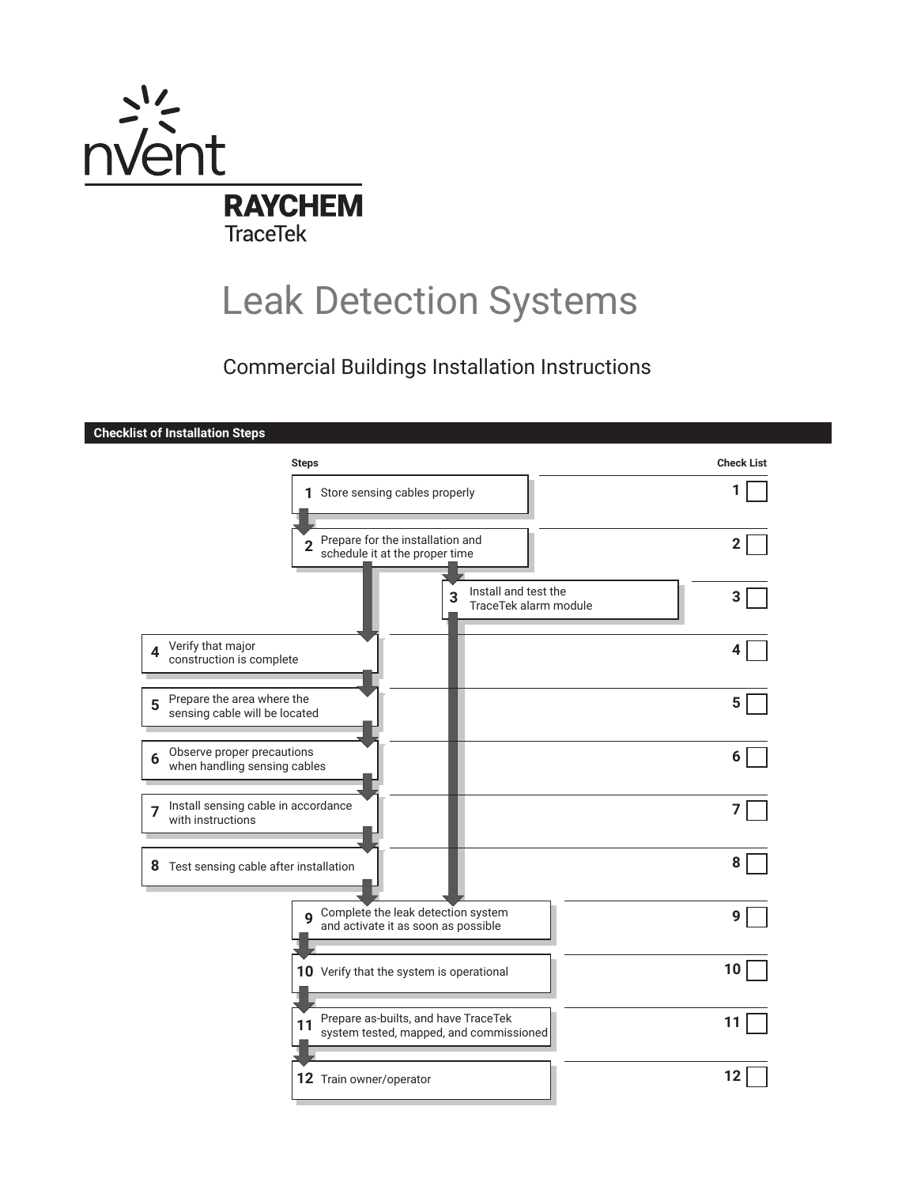nVent

RAYCHEM

TraceTek

# Leak Detection Systems

## Commercial Buildings Installation Instructions

### Checklist of Installation Steps

| Steps | | Check List |
|---|---|---|
| **1** | Store sensing cables properly | 1 ☐ |
| **2** | Prepare for the installation and schedule it at the proper time | 2 ☐ |
| **3** | Install and test the TraceTek alarm module | 3 ☐ |
| **4** | Verify that major construction is complete | 4 ☐ |
| **5** | Prepare the area where the sensing cable will be located | 5 ☐ |
| **6** | Observe proper precautions when handling sensing cables | 6 ☐ |
| **7** | Install sensing cable in accordance with instructions | 7 ☐ |
| **8** | Test sensing cable after installation | 8 ☐ |
| **9** | Complete the leak detection system and activate it as soon as possible | 9 ☐ |
| **10** | Verify that the system is operational | 10 ☐ |
| **11** | Prepare as-builts, and have TraceTek system tested, mapped, and commissioned | 11 ☐ |
| **12** | Train owner/operator | 12 ☐ |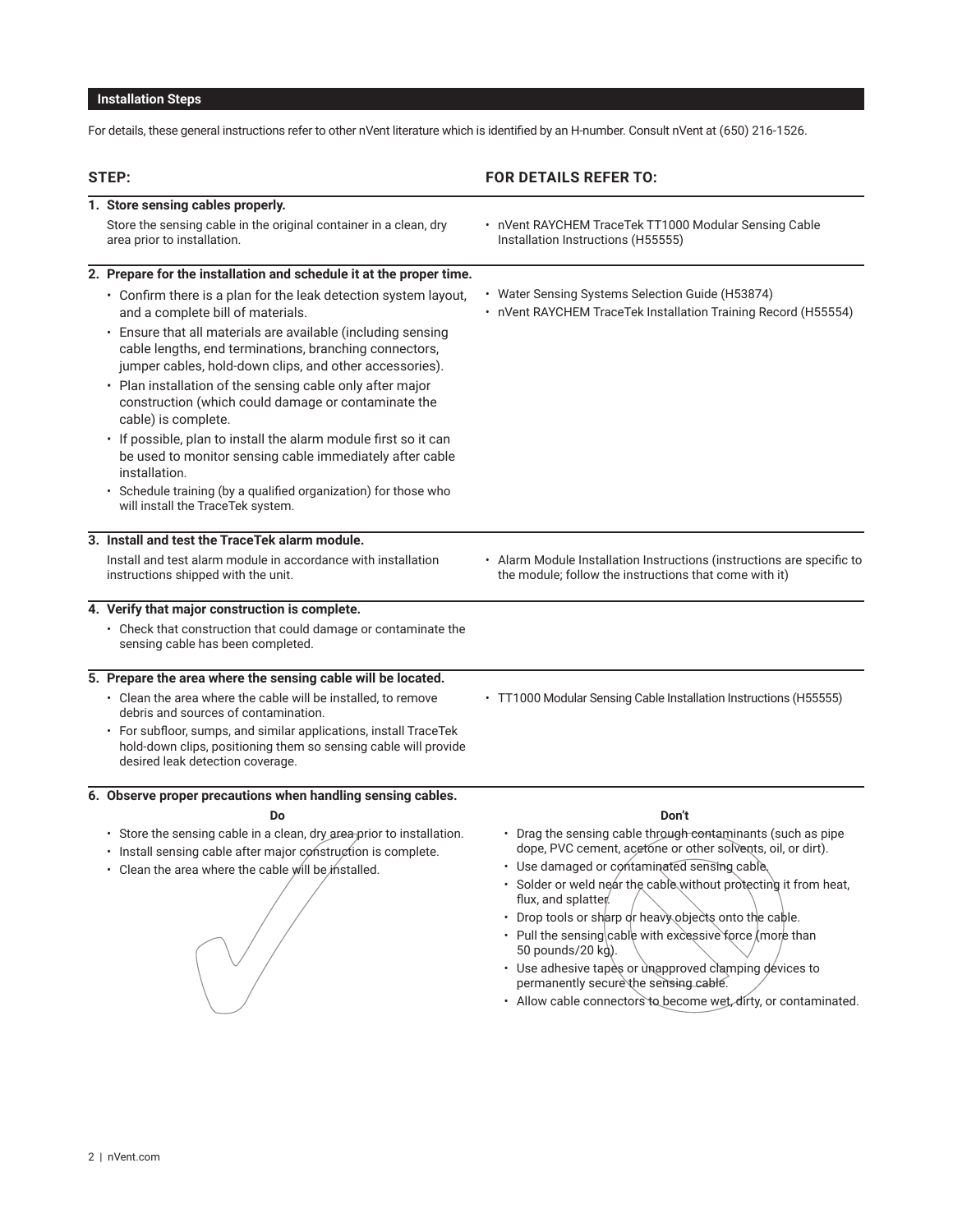## Installation Steps

For details, these general instructions refer to other nVent literature which is identified by an H-number. Consult nVent at (650) 216-1526.

| STEP: | FOR DETAILS REFER TO: |
|---|---|
| **1. Store sensing cables properly.**<br>Store the sensing cable in the original container in a clean, dry area prior to installation. | • nVent RAYCHEM TraceTek TT1000 Modular Sensing Cable Installation Instructions (H55555) |
| **2. Prepare for the installation and schedule it at the proper time.**<br>• Confirm there is a plan for the leak detection system layout, and a complete bill of materials.<br>• Ensure that all materials are available (including sensing cable lengths, end terminations, branching connectors, jumper cables, hold-down clips, and other accessories).<br>• Plan installation of the sensing cable only after major construction (which could damage or contaminate the cable) is complete.<br>• If possible, plan to install the alarm module first so it can be used to monitor sensing cable immediately after cable installation.<br>• Schedule training (by a qualified organization) for those who will install the TraceTek system. | • Water Sensing Systems Selection Guide (H53874)<br>• nVent RAYCHEM TraceTek Installation Training Record (H55554) |
| **3. Install and test the TraceTek alarm module.**<br>Install and test alarm module in accordance with installation instructions shipped with the unit. | • Alarm Module Installation Instructions (instructions are specific to the module; follow the instructions that come with it) |
| **4. Verify that major construction is complete.**<br>• Check that construction that could damage or contaminate the sensing cable has been completed. | |
| **5. Prepare the area where the sensing cable will be located.**<br>• Clean the area where the cable will be installed, to remove debris and sources of contamination.<br>• For subfloor, sumps, and similar applications, install TraceTek hold-down clips, positioning them so sensing cable will provide desired leak detection coverage. | • TT1000 Modular Sensing Cable Installation Instructions (H55555) |

**6. Observe proper precautions when handling sensing cables.**

| Do | Don't |
|---|---|
| • Store the sensing cable in a clean, dry area prior to installation.<br>• Install sensing cable after major construction is complete.<br>• Clean the area where the cable will be installed. | • Drag the sensing cable through contaminants (such as pipe dope, PVC cement, acetone or other solvents, oil, or dirt).<br>• Use damaged or contaminated sensing cable.<br>• Solder or weld near the cable without protecting it from heat, flux, and splatter.<br>• Drop tools or sharp or heavy objects onto the cable.<br>• Pull the sensing cable with excessive force (more than 50 pounds/20 kg).<br>• Use adhesive tapes or unapproved clamping devices to permanently secure the sensing cable.<br>• Allow cable connectors to become wet, dirty, or contaminated. |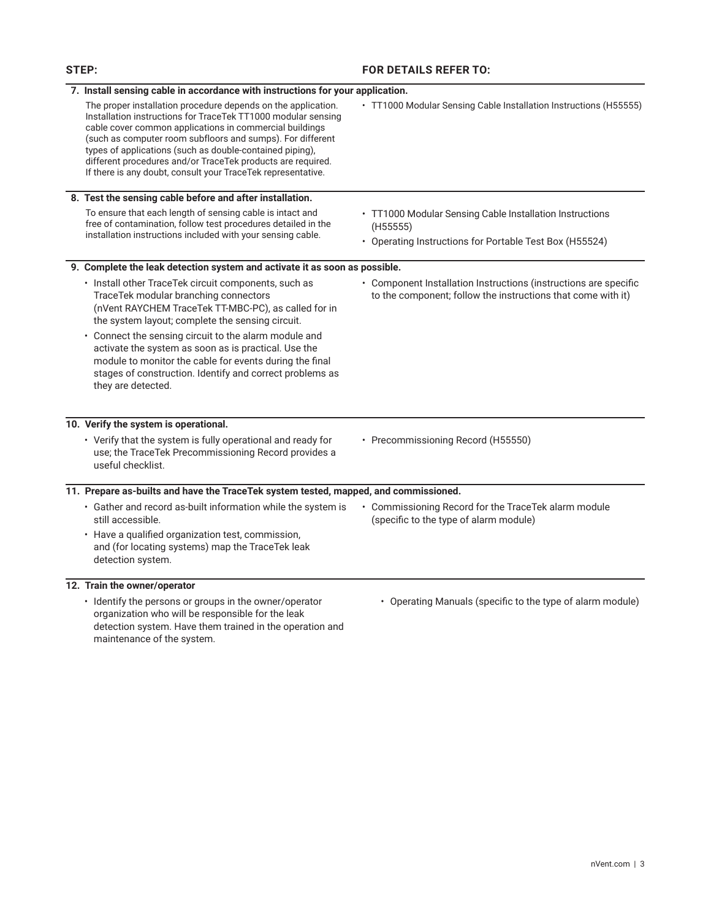| STEP: | FOR DETAILS REFER TO: |
|---|---|
| **7. Install sensing cable in accordance with instructions for your application.** | |
| The proper installation procedure depends on the application. Installation instructions for TraceTek TT1000 modular sensing cable cover common applications in commercial buildings (such as computer room subfloors and sumps). For different types of applications (such as double-contained piping), different procedures and/or TraceTek products are required. If there is any doubt, consult your TraceTek representative. | • TT1000 Modular Sensing Cable Installation Instructions (H55555) |
| **8. Test the sensing cable before and after installation.** | |
| To ensure that each length of sensing cable is intact and free of contamination, follow test procedures detailed in the installation instructions included with your sensing cable. | • TT1000 Modular Sensing Cable Installation Instructions (H55555)<br>• Operating Instructions for Portable Test Box (H55524) |
| **9. Complete the leak detection system and activate it as soon as possible.** | |
| • Install other TraceTek circuit components, such as TraceTek modular branching connectors (nVent RAYCHEM TraceTek TT-MBC-PC), as called for in the system layout; complete the sensing circuit.<br>• Connect the sensing circuit to the alarm module and activate the system as soon as is practical. Use the module to monitor the cable for events during the final stages of construction. Identify and correct problems as they are detected. | • Component Installation Instructions (instructions are specific to the component; follow the instructions that come with it) |
| **10. Verify the system is operational.** | |
| • Verify that the system is fully operational and ready for use; the TraceTek Precommissioning Record provides a useful checklist. | • Precommissioning Record (H55550) |
| **11. Prepare as-builts and have the TraceTek system tested, mapped, and commissioned.** | |
| • Gather and record as-built information while the system is still accessible.<br>• Have a qualified organization test, commission, and (for locating systems) map the TraceTek leak detection system. | • Commissioning Record for the TraceTek alarm module (specific to the type of alarm module) |
| **12. Train the owner/operator** | |
| • Identify the persons or groups in the owner/operator organization who will be responsible for the leak detection system. Have them trained in the operation and maintenance of the system. | • Operating Manuals (specific to the type of alarm module) |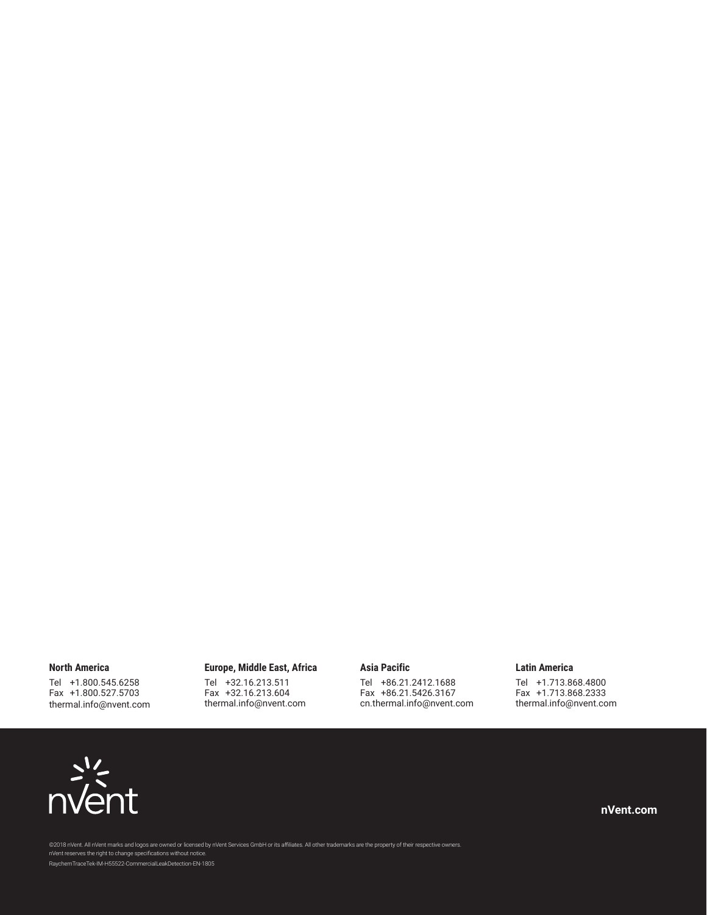**North America**

Tel +1.800.545.6258
Fax +1.800.527.5703
thermal.info@nvent.com

**Europe, Middle East, Africa**

Tel +32.16.213.511
Fax +32.16.213.604
thermal.info@nvent.com

**Asia Pacific**

Tel +86.21.2412.1688
Fax +86.21.5426.3167
cn.thermal.info@nvent.com

**Latin America**

Tel +1.713.868.4800
Fax +1.713.868.2333
thermal.info@nvent.com

nVent

**nVent.com**

©2018 nVent. All nVent marks and logos are owned or licensed by nVent Services GmbH or its affiliates. All other trademarks are the property of their respective owners.
nVent reserves the right to change specifications without notice.

RaychemTraceTek-IM-H55522-CommercialLeakDetection-EN-1805